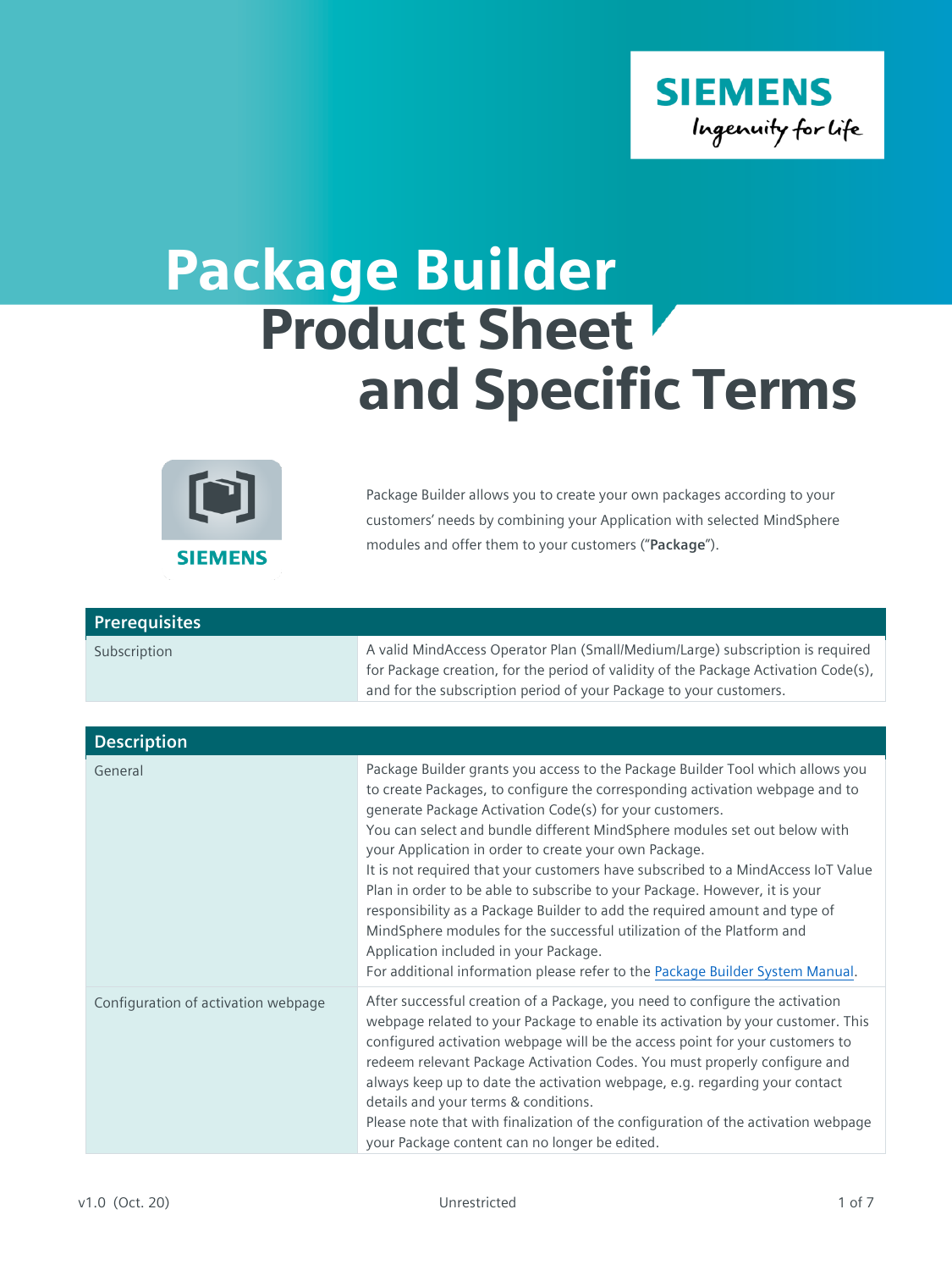# Package Builder Product Sheet and Specific Terms

Package Builder allows you to create your own packages according to your customers' needs by combining your Application with selected MindSphere modules and offer them to your customers ("**Package**").

| Prerequisites | |
|---|---|
| Subscription | A valid MindAccess Operator Plan (Small/Medium/Large) subscription is required for Package creation, for the period of validity of the Package Activation Code(s), and for the subscription period of your Package to your customers. |

| Description | |
|---|---|
| General | Package Builder grants you access to the Package Builder Tool which allows you to create Packages, to configure the corresponding activation webpage and to generate Package Activation Code(s) for your customers.<br>You can select and bundle different MindSphere modules set out below with your Application in order to create your own Package.<br>It is not required that your customers have subscribed to a MindAccess IoT Value Plan in order to be able to subscribe to your Package. However, it is your responsibility as a Package Builder to add the required amount and type of MindSphere modules for the successful utilization of the Platform and Application included in your Package.<br>For additional information please refer to the Package Builder System Manual. |
| Configuration of activation webpage | After successful creation of a Package, you need to configure the activation webpage related to your Package to enable its activation by your customer. This configured activation webpage will be the access point for your customers to redeem relevant Package Activation Codes. You must properly configure and always keep up to date the activation webpage, e.g. regarding your contact details and your terms & conditions.<br>Please note that with finalization of the configuration of the activation webpage your Package content can no longer be edited. |

v1.0 (Oct. 20) Unrestricted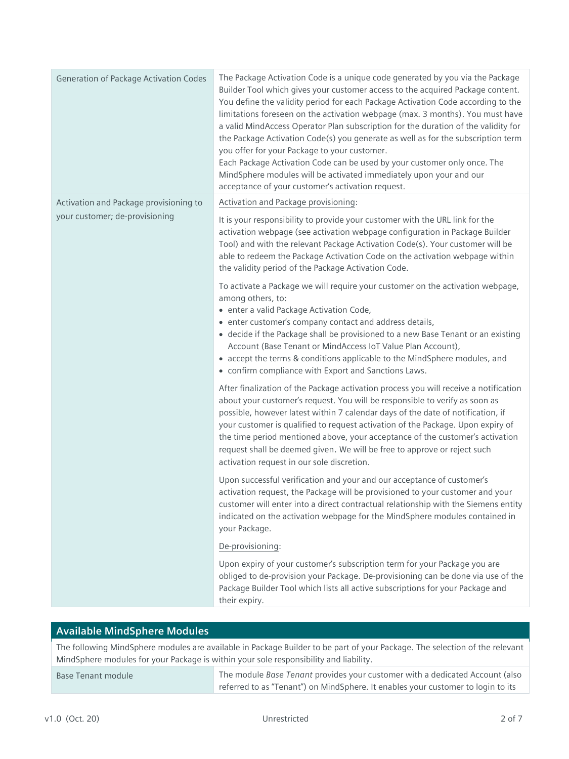| | |
|---|---|
| Generation of Package Activation Codes | The Package Activation Code is a unique code generated by you via the Package Builder Tool which gives your customer access to the acquired Package content. You define the validity period for each Package Activation Code according to the limitations foreseen on the activation webpage (max. 3 months). You must have a valid MindAccess Operator Plan subscription for the duration of the validity for the Package Activation Code(s) you generate as well as for the subscription term you offer for your Package to your customer.<br>Each Package Activation Code can be used by your customer only once. The MindSphere modules will be activated immediately upon your and our acceptance of your customer's activation request. |
| Activation and Package provisioning to your customer; de-provisioning | Activation and Package provisioning:<br><br>It is your responsibility to provide your customer with the URL link for the activation webpage (see activation webpage configuration in Package Builder Tool) and with the relevant Package Activation Code(s). Your customer will be able to redeem the Package Activation Code on the activation webpage within the validity period of the Package Activation Code.<br><br>To activate a Package we will require your customer on the activation webpage, among others, to:<br>• enter a valid Package Activation Code,<br>• enter customer's company contact and address details,<br>• decide if the Package shall be provisioned to a new Base Tenant or an existing Account (Base Tenant or MindAccess IoT Value Plan Account),<br>• accept the terms & conditions applicable to the MindSphere modules, and<br>• confirm compliance with Export and Sanctions Laws.<br><br>After finalization of the Package activation process you will receive a notification about your customer's request. You will be responsible to verify as soon as possible, however latest within 7 calendar days of the date of notification, if your customer is qualified to request activation of the Package. Upon expiry of the time period mentioned above, your acceptance of the customer's activation request shall be deemed given. We will be free to approve or reject such activation request in our sole discretion.<br><br>Upon successful verification and your and our acceptance of customer's activation request, the Package will be provisioned to your customer and your customer will enter into a direct contractual relationship with the Siemens entity indicated on the activation webpage for the MindSphere modules contained in your Package.<br><br>De-provisioning:<br><br>Upon expiry of your customer's subscription term for your Package you are obliged to de-provision your Package. De-provisioning can be done via use of the Package Builder Tool which lists all active subscriptions for your Package and their expiry. |

## Available MindSphere Modules

The following MindSphere modules are available in Package Builder to be part of your Package. The selection of the relevant MindSphere modules for your Package is within your sole responsibility and liability.

| | |
|---|---|
| Base Tenant module | The module *Base Tenant* provides your customer with a dedicated Account (also referred to as "Tenant") on MindSphere. It enables your customer to login to its |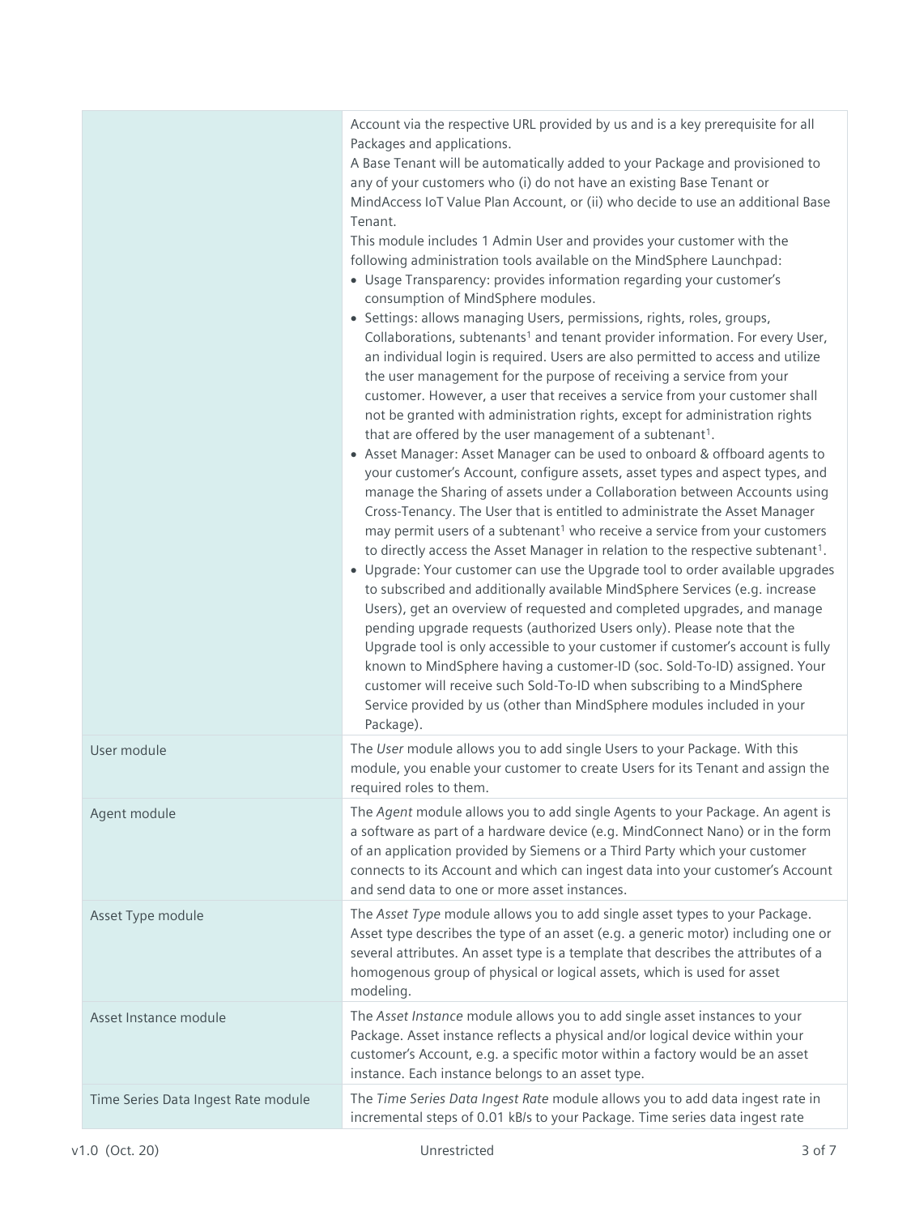| | |
|---|---|
| | Account via the respective URL provided by us and is a key prerequisite for all Packages and applications.<br>A Base Tenant will be automatically added to your Package and provisioned to any of your customers who (i) do not have an existing Base Tenant or MindAccess IoT Value Plan Account, or (ii) who decide to use an additional Base Tenant.<br>This module includes 1 Admin User and provides your customer with the following administration tools available on the MindSphere Launchpad:<br>• Usage Transparency: provides information regarding your customer's consumption of MindSphere modules.<br>• Settings: allows managing Users, permissions, rights, roles, groups, Collaborations, subtenants[1] and tenant provider information. For every User, an individual login is required. Users are also permitted to access and utilize the user management for the purpose of receiving a service from your customer. However, a user that receives a service from your customer shall not be granted with administration rights, except for administration rights that are offered by the user management of a subtenant[1].<br>• Asset Manager: Asset Manager can be used to onboard & offboard agents to your customer's Account, configure assets, asset types and aspect types, and manage the Sharing of assets under a Collaboration between Accounts using Cross-Tenancy. The User that is entitled to administrate the Asset Manager may permit users of a subtenant[1] who receive a service from your customers to directly access the Asset Manager in relation to the respective subtenant[1].<br>• Upgrade: Your customer can use the Upgrade tool to order available upgrades to subscribed and additionally available MindSphere Services (e.g. increase Users), get an overview of requested and completed upgrades, and manage pending upgrade requests (authorized Users only). Please note that the Upgrade tool is only accessible to your customer if customer's account is fully known to MindSphere having a customer-ID (soc. Sold-To-ID) assigned. Your customer will receive such Sold-To-ID when subscribing to a MindSphere Service provided by us (other than MindSphere modules included in your Package). |
| User module | The *User* module allows you to add single Users to your Package. With this module, you enable your customer to create Users for its Tenant and assign the required roles to them. |
| Agent module | The *Agent* module allows you to add single Agents to your Package. An agent is a software as part of a hardware device (e.g. MindConnect Nano) or in the form of an application provided by Siemens or a Third Party which your customer connects to its Account and which can ingest data into your customer's Account and send data to one or more asset instances. |
| Asset Type module | The *Asset Type* module allows you to add single asset types to your Package. Asset type describes the type of an asset (e.g. a generic motor) including one or several attributes. An asset type is a template that describes the attributes of a homogenous group of physical or logical assets, which is used for asset modeling. |
| Asset Instance module | The *Asset Instance* module allows you to add single asset instances to your Package. Asset instance reflects a physical and/or logical device within your customer's Account, e.g. a specific motor within a factory would be an asset instance. Each instance belongs to an asset type. |
| Time Series Data Ingest Rate module | The *Time Series Data Ingest Rate* module allows you to add data ingest rate in incremental steps of 0.01 kB/s to your Package. Time series data ingest rate |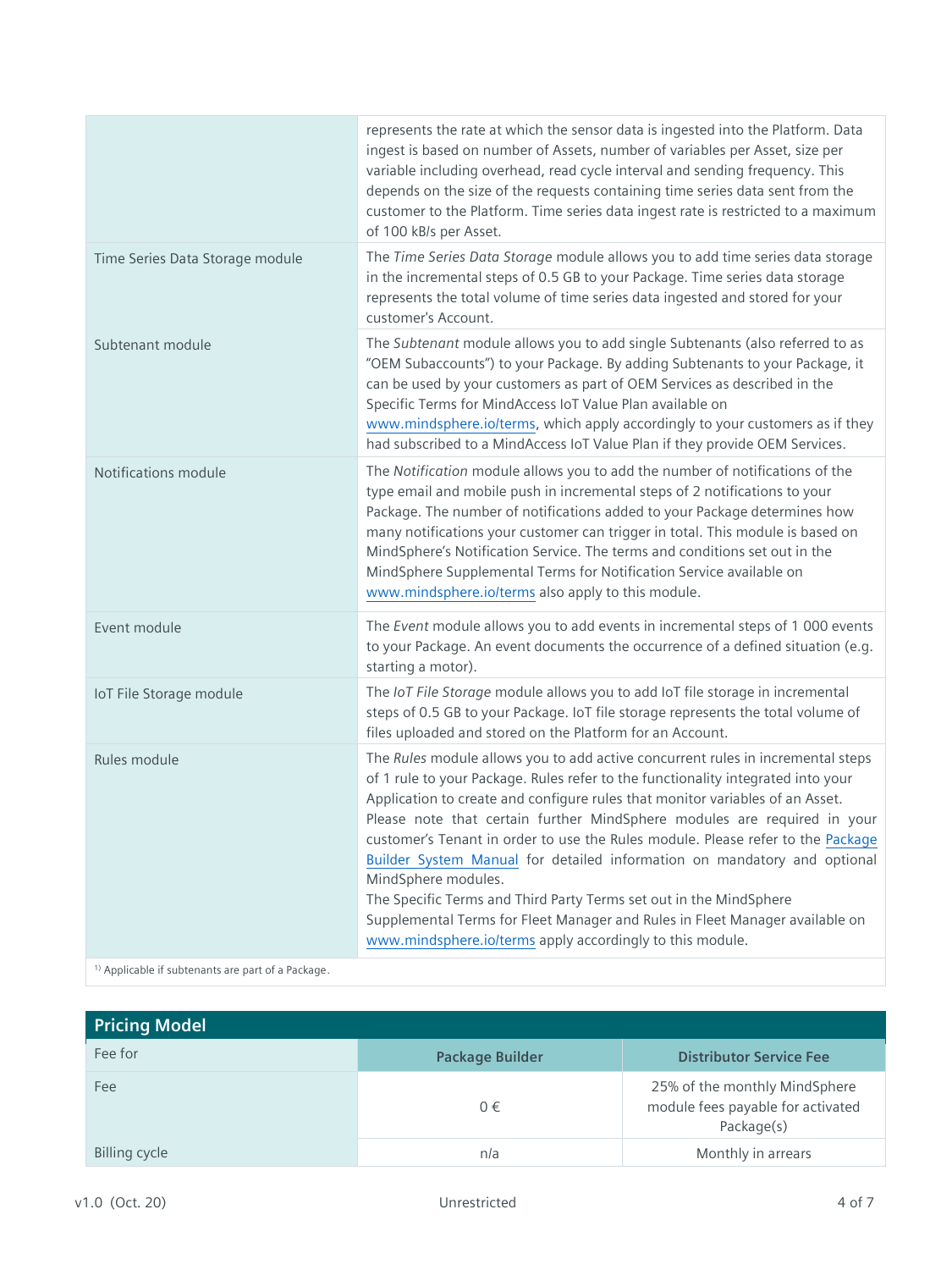| | |
|---|---|
| | represents the rate at which the sensor data is ingested into the Platform. Data ingest is based on number of Assets, number of variables per Asset, size per variable including overhead, read cycle interval and sending frequency. This depends on the size of the requests containing time series data sent from the customer to the Platform. Time series data ingest rate is restricted to a maximum of 100 kB/s per Asset. |
| Time Series Data Storage module | The *Time Series Data Storage* module allows you to add time series data storage in the incremental steps of 0.5 GB to your Package. Time series data storage represents the total volume of time series data ingested and stored for your customer's Account. |
| Subtenant module | The *Subtenant* module allows you to add single Subtenants (also referred to as "OEM Subaccounts") to your Package. By adding Subtenants to your Package, it can be used by your customers as part of OEM Services as described in the Specific Terms for MindAccess IoT Value Plan available on www.mindsphere.io/terms, which apply accordingly to your customers as if they had subscribed to a MindAccess IoT Value Plan if they provide OEM Services. |
| Notifications module | The *Notification* module allows you to add the number of notifications of the type email and mobile push in incremental steps of 2 notifications to your Package. The number of notifications added to your Package determines how many notifications your customer can trigger in total. This module is based on MindSphere's Notification Service. The terms and conditions set out in the MindSphere Supplemental Terms for Notification Service available on www.mindsphere.io/terms also apply to this module. |
| Event module | The *Event* module allows you to add events in incremental steps of 1 000 events to your Package. An event documents the occurrence of a defined situation (e.g. starting a motor). |
| IoT File Storage module | The *IoT File Storage* module allows you to add IoT file storage in incremental steps of 0.5 GB to your Package. IoT file storage represents the total volume of files uploaded and stored on the Platform for an Account. |
| Rules module | The *Rules* module allows you to add active concurrent rules in incremental steps of 1 rule to your Package. Rules refer to the functionality integrated into your Application to create and configure rules that monitor variables of an Asset. Please note that certain further MindSphere modules are required in your customer's Tenant in order to use the Rules module. Please refer to the Package Builder System Manual for detailed information on mandatory and optional MindSphere modules.<br>The Specific Terms and Third Party Terms set out in the MindSphere Supplemental Terms for Fleet Manager and Rules in Fleet Manager available on www.mindsphere.io/terms apply accordingly to this module. |

[1] Applicable if subtenants are part of a Package.

## Pricing Model

| Fee for | Package Builder | Distributor Service Fee |
|---|---|---|
| Fee | 0 € | 25% of the monthly MindSphere module fees payable for activated Package(s) |
| Billing cycle | n/a | Monthly in arrears |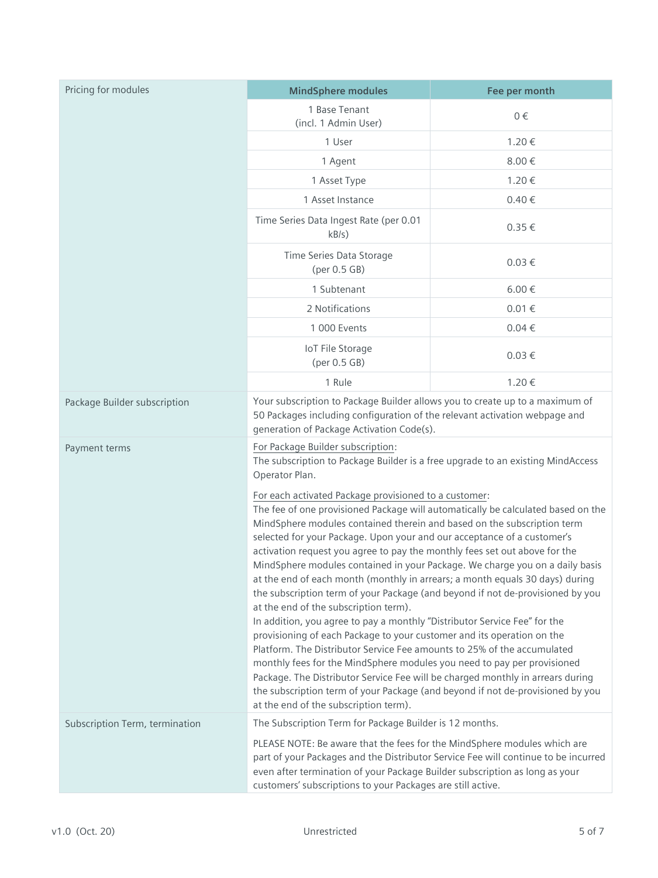| | | |
|---|---|---|
| Pricing for modules | **MindSphere modules** | **Fee per month** |
| | 1 Base Tenant (incl. 1 Admin User) | 0 € |
| | 1 User | 1.20 € |
| | 1 Agent | 8.00 € |
| | 1 Asset Type | 1.20 € |
| | 1 Asset Instance | 0.40 € |
| | Time Series Data Ingest Rate (per 0.01 kB/s) | 0.35 € |
| | Time Series Data Storage (per 0.5 GB) | 0.03 € |
| | 1 Subtenant | 6.00 € |
| | 2 Notifications | 0.01 € |
| | 1 000 Events | 0.04 € |
| | IoT File Storage (per 0.5 GB) | 0.03 € |
| | 1 Rule | 1.20 € |
| Package Builder subscription | Your subscription to Package Builder allows you to create up to a maximum of 50 Packages including configuration of the relevant activation webpage and generation of Package Activation Code(s). | |
| Payment terms | For Package Builder subscription:<br>The subscription to Package Builder is a free upgrade to an existing MindAccess Operator Plan.<br><br>For each activated Package provisioned to a customer:<br>The fee of one provisioned Package will automatically be calculated based on the MindSphere modules contained therein and based on the subscription term selected for your Package. Upon your and our acceptance of a customer's activation request you agree to pay the monthly fees set out above for the MindSphere modules contained in your Package. We charge you on a daily basis at the end of each month (monthly in arrears; a month equals 30 days) during the subscription term of your Package (and beyond if not de-provisioned by you at the end of the subscription term).<br>In addition, you agree to pay a monthly "Distributor Service Fee" for the provisioning of each Package to your customer and its operation on the Platform. The Distributor Service Fee amounts to 25% of the accumulated monthly fees for the MindSphere modules you need to pay per provisioned Package. The Distributor Service Fee will be charged monthly in arrears during the subscription term of your Package (and beyond if not de-provisioned by you at the end of the subscription term). | |
| Subscription Term, termination | The Subscription Term for Package Builder is 12 months.<br><br>PLEASE NOTE: Be aware that the fees for the MindSphere modules which are part of your Packages and the Distributor Service Fee will continue to be incurred even after termination of your Package Builder subscription as long as your customers' subscriptions to your Packages are still active. | |

v1.0 (Oct. 20) Unrestricted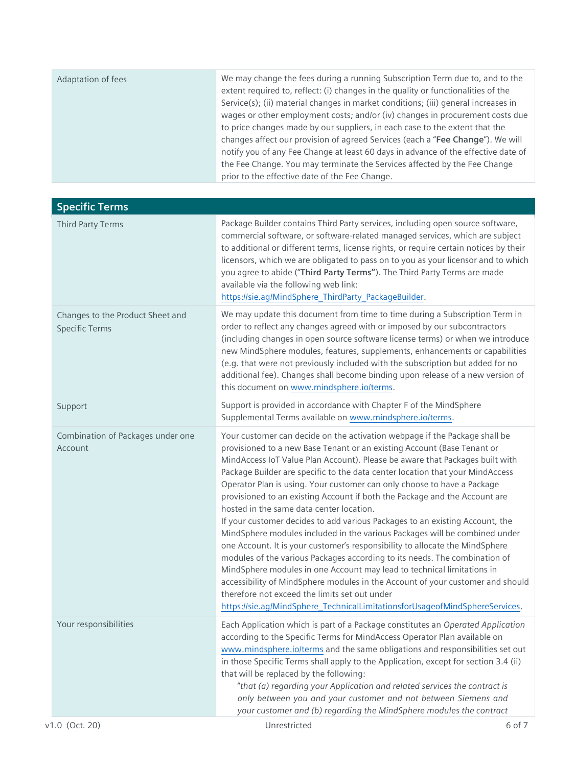| Adaptation of fees | We may change the fees during a running Subscription Term due to, and to the extent required to, reflect: (i) changes in the quality or functionalities of the Service(s); (ii) material changes in market conditions; (iii) general increases in wages or other employment costs; and/or (iv) changes in procurement costs due to price changes made by our suppliers, in each case to the extent that the changes affect our provision of agreed Services (each a "**Fee Change**"). We will notify you of any Fee Change at least 60 days in advance of the effective date of the Fee Change. You may terminate the Services affected by the Fee Change prior to the effective date of the Fee Change. |
|---|---|

## Specific Terms

| | |
|---|---|
| Third Party Terms | Package Builder contains Third Party services, including open source software, commercial software, or software-related managed services, which are subject to additional or different terms, license rights, or require certain notices by their licensors, which we are obligated to pass on to you as your licensor and to which you agree to abide ("**Third Party Terms"**). The Third Party Terms are made available via the following web link: https://sie.ag/MindSphere_ThirdParty_PackageBuilder. |
| Changes to the Product Sheet and Specific Terms | We may update this document from time to time during a Subscription Term in order to reflect any changes agreed with or imposed by our subcontractors (including changes in open source software license terms) or when we introduce new MindSphere modules, features, supplements, enhancements or capabilities (e.g. that were not previously included with the subscription but added for no additional fee). Changes shall become binding upon release of a new version of this document on www.mindsphere.io/terms. |
| Support | Support is provided in accordance with Chapter F of the MindSphere Supplemental Terms available on www.mindsphere.io/terms. |
| Combination of Packages under one Account | Your customer can decide on the activation webpage if the Package shall be provisioned to a new Base Tenant or an existing Account (Base Tenant or MindAccess IoT Value Plan Account). Please be aware that Packages built with Package Builder are specific to the data center location that your MindAccess Operator Plan is using. Your customer can only choose to have a Package provisioned to an existing Account if both the Package and the Account are hosted in the same data center location.<br>If your customer decides to add various Packages to an existing Account, the MindSphere modules included in the various Packages will be combined under one Account. It is your customer's responsibility to allocate the MindSphere modules of the various Packages according to its needs. The combination of MindSphere modules in one Account may lead to technical limitations in accessibility of MindSphere modules in the Account of your customer and should therefore not exceed the limits set out under https://sie.ag/MindSphere_TechnicalLimitationsforUsageofMindSphereServices. |
| Your responsibilities | Each Application which is part of a Package constitutes an *Operated Application* according to the Specific Terms for MindAccess Operator Plan available on www.mindsphere.io/terms and the same obligations and responsibilities set out in those Specific Terms shall apply to the Application, except for section 3.4 (ii) that will be replaced by the following:<br>"*that (a) regarding your Application and related services the contract is only between you and your customer and not between Siemens and your customer and (b) regarding the MindSphere modules the contract* |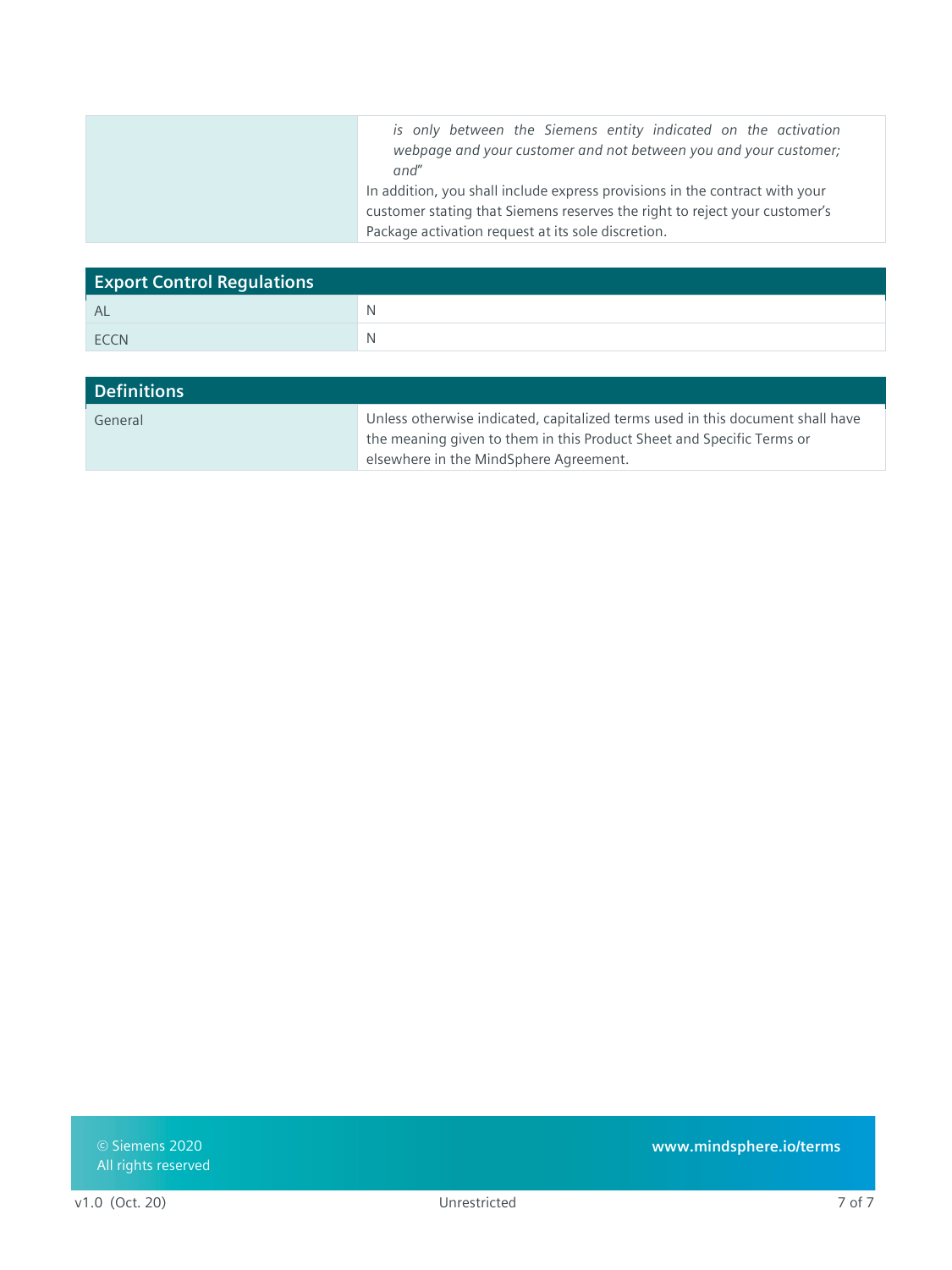| | |
|---|---|
| | *is only between the Siemens entity indicated on the activation webpage and your customer and not between you and your customer; and*" In addition, you shall include express provisions in the contract with your customer stating that Siemens reserves the right to reject your customer's Package activation request at its sole discretion. |

| Export Control Regulations | |
|---|---|
| AL | N |
| ECCN | N |

| Definitions | |
|---|---|
| General | Unless otherwise indicated, capitalized terms used in this document shall have the meaning given to them in this Product Sheet and Specific Terms or elsewhere in the MindSphere Agreement. |

© Siemens 2020
All rights reserved

www.mindsphere.io/terms

v1.0 (Oct. 20) Unrestricted